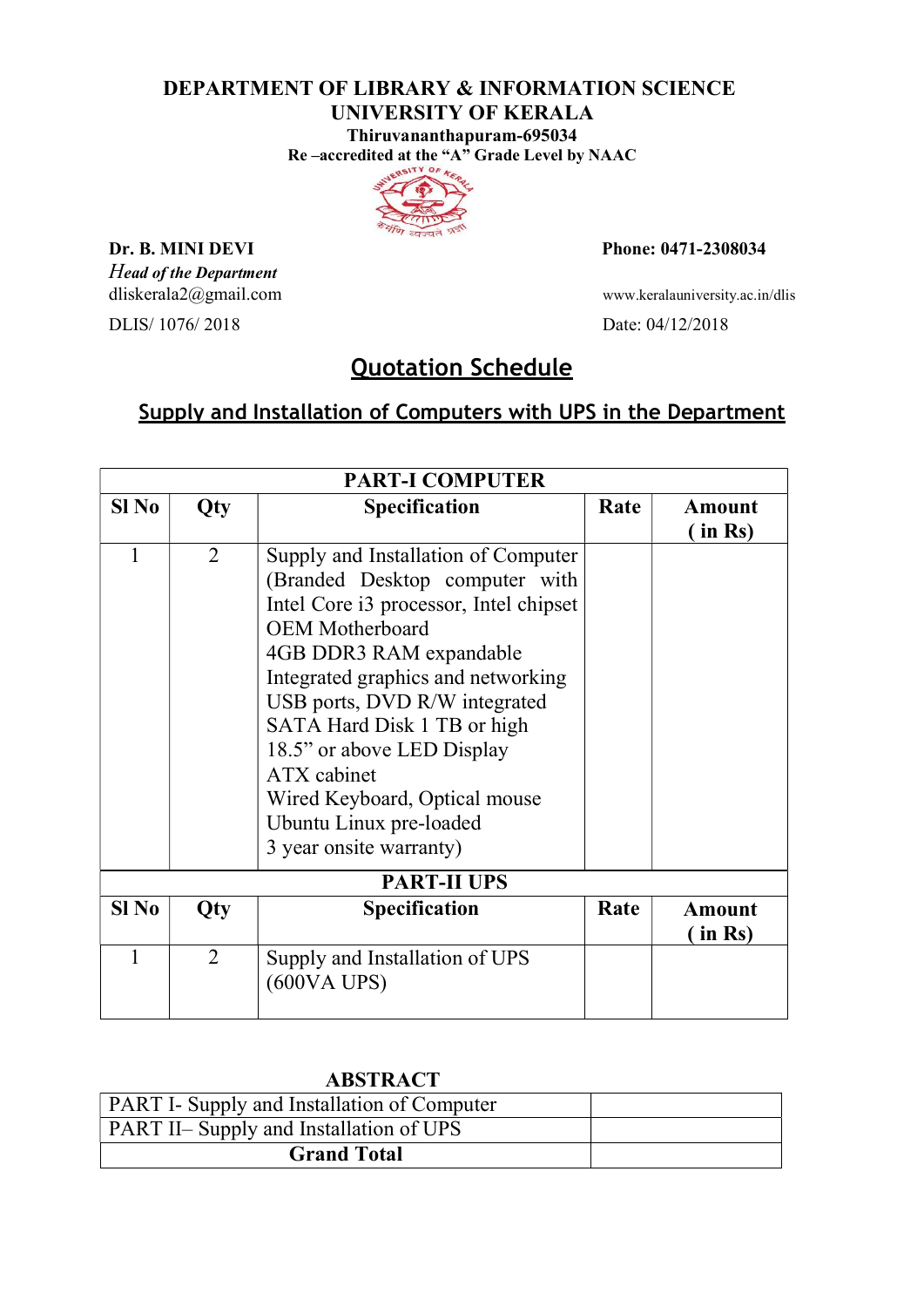# DEPARTMENT OF LIBRARY & INFORMATION SCIENCE
## UNIVERSITY OF KERALA

**Thiruvananthapuram-695034**

**Re –accredited at the "A" Grade Level by NAAC**

**Dr. B. MINI DEVI**
***Head of the Department***
dliskerala2@gmail.com
DLIS/ 1076/ 2018

**Phone: 0471-2308034**
www.keralauniversity.ac.in/dlis
Date: 04/12/2018

## Quotation Schedule

### Supply and Installation of Computers with UPS in the Department

| PART-I COMPUTER | | | | |
|---|---|---|---|---|
| **Sl No** | **Qty** | **Specification** | **Rate** | **Amount ( in Rs)** |
| 1 | 2 | Supply and Installation of Computer (Branded Desktop computer with Intel Core i3 processor, Intel chipset OEM Motherboard<br>4GB DDR3 RAM expandable<br>Integrated graphics and networking<br>USB ports, DVD R/W integrated<br>SATA Hard Disk 1 TB or high<br>18.5" or above LED Display<br>ATX cabinet<br>Wired Keyboard, Optical mouse<br>Ubuntu Linux pre-loaded<br>3 year onsite warranty) | | |
| **PART-II UPS** | | | | |
| **Sl No** | **Qty** | **Specification** | **Rate** | **Amount ( in Rs)** |
| 1 | 2 | Supply and Installation of UPS (600VA UPS) | | |

**ABSTRACT**

| | |
|---|---|
| PART I- Supply and Installation of Computer | |
| PART II– Supply and Installation of UPS | |
| **Grand Total** | |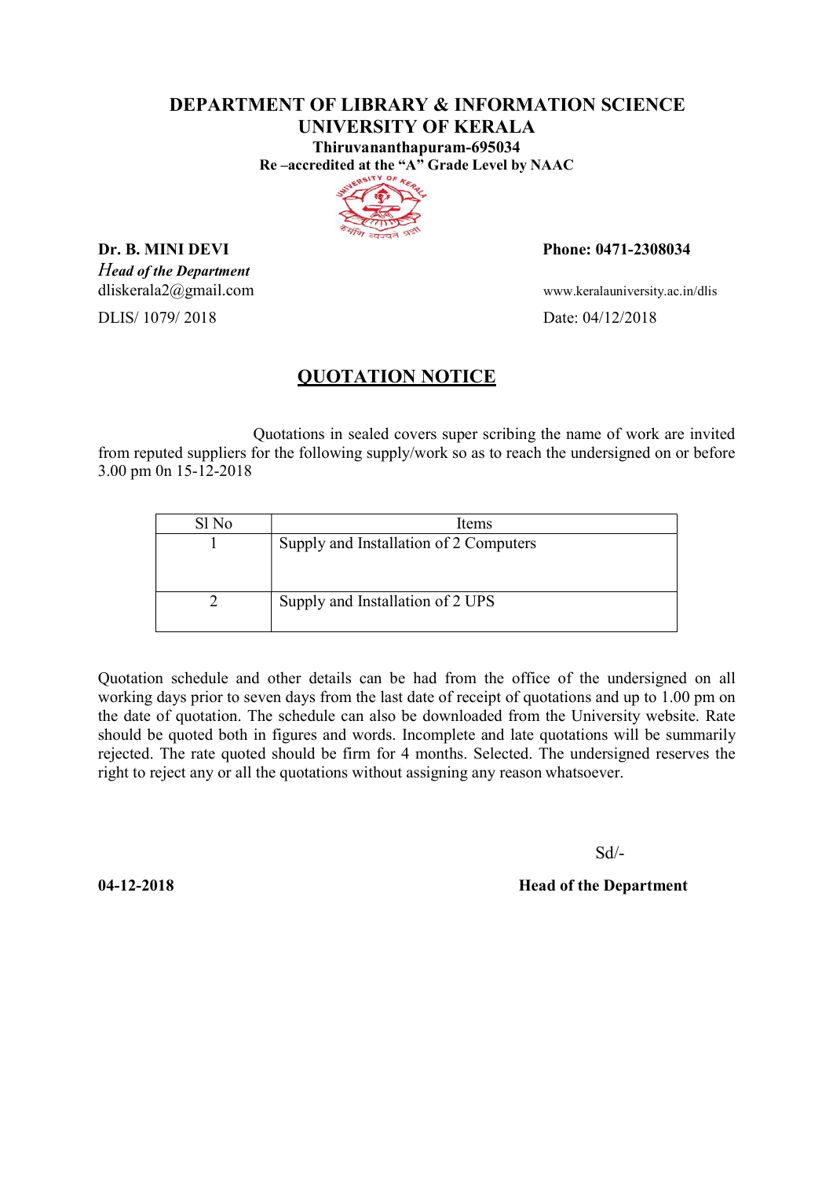# DEPARTMENT OF LIBRARY & INFORMATION SCIENCE
# UNIVERSITY OF KERALA

**Thiruvananthapuram-695034**

**Re –accredited at the "A" Grade Level by NAAC**

**Dr. B. MINI DEVI** — **Phone: 0471-2308034**

***Head of the Department***

dliskerala2@gmail.com — www.keralauniversity.ac.in/dlis

DLIS/ 1079/ 2018 — Date: 04/12/2018

## QUOTATION NOTICE

Quotations in sealed covers super scribing the name of work are invited from reputed suppliers for the following supply/work so as to reach the undersigned on or before 3.00 pm 0n 15-12-2018

| Sl No | Items |
|---|---|
| 1 | Supply and Installation of 2 Computers |
| 2 | Supply and Installation of 2 UPS |

Quotation schedule and other details can be had from the office of the undersigned on all working days prior to seven days from the last date of receipt of quotations and up to 1.00 pm on the date of quotation. The schedule can also be downloaded from the University website. Rate should be quoted both in figures and words. Incomplete and late quotations will be summarily rejected. The rate quoted should be firm for 4 months. Selected. The undersigned reserves the right to reject any or all the quotations without assigning any reason whatsoever.

Sd/-

**04-12-2018** — **Head of the Department**